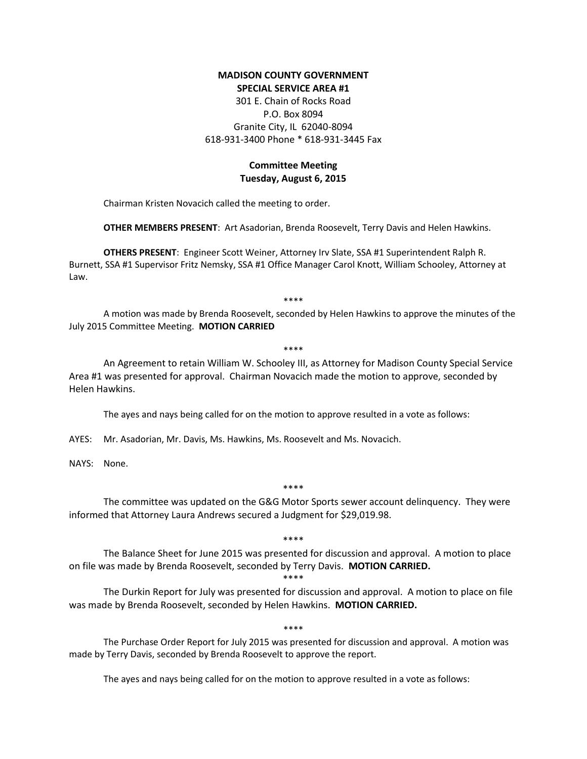**MADISON COUNTY GOVERNMENT**
**SPECIAL SERVICE AREA #1**
301 E. Chain of Rocks Road
P.O. Box 8094
Granite City, IL 62040-8094
618-931-3400 Phone * 618-931-3445 Fax

**Committee Meeting**
**Tuesday, August 6, 2015**

Chairman Kristen Novacich called the meeting to order.

**OTHER MEMBERS PRESENT**: Art Asadorian, Brenda Roosevelt, Terry Davis and Helen Hawkins.

**OTHERS PRESENT**: Engineer Scott Weiner, Attorney Irv Slate, SSA #1 Superintendent Ralph R. Burnett, SSA #1 Supervisor Fritz Nemsky, SSA #1 Office Manager Carol Knott, William Schooley, Attorney at Law.

****

A motion was made by Brenda Roosevelt, seconded by Helen Hawkins to approve the minutes of the July 2015 Committee Meeting. **MOTION CARRIED**

****

An Agreement to retain William W. Schooley III, as Attorney for Madison County Special Service Area #1 was presented for approval. Chairman Novacich made the motion to approve, seconded by Helen Hawkins.

The ayes and nays being called for on the motion to approve resulted in a vote as follows:

AYES: Mr. Asadorian, Mr. Davis, Ms. Hawkins, Ms. Roosevelt and Ms. Novacich.

NAYS: None.

****

The committee was updated on the G&G Motor Sports sewer account delinquency. They were informed that Attorney Laura Andrews secured a Judgment for $29,019.98.

****

The Balance Sheet for June 2015 was presented for discussion and approval. A motion to place on file was made by Brenda Roosevelt, seconded by Terry Davis. **MOTION CARRIED.**

****

The Durkin Report for July was presented for discussion and approval. A motion to place on file was made by Brenda Roosevelt, seconded by Helen Hawkins. **MOTION CARRIED.**

****

The Purchase Order Report for July 2015 was presented for discussion and approval. A motion was made by Terry Davis, seconded by Brenda Roosevelt to approve the report.

The ayes and nays being called for on the motion to approve resulted in a vote as follows: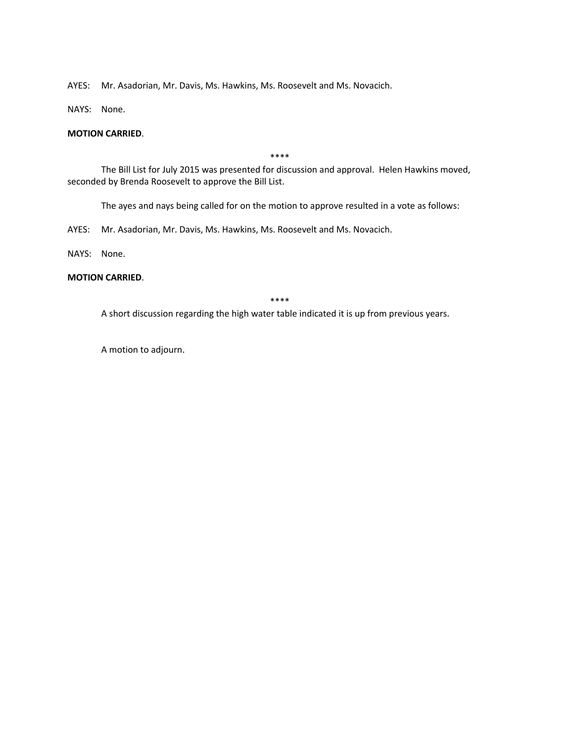AYES: Mr. Asadorian, Mr. Davis, Ms. Hawkins, Ms. Roosevelt and Ms. Novacich.

NAYS: None.

**MOTION CARRIED**.

****

The Bill List for July 2015 was presented for discussion and approval. Helen Hawkins moved, seconded by Brenda Roosevelt to approve the Bill List.

The ayes and nays being called for on the motion to approve resulted in a vote as follows:

AYES: Mr. Asadorian, Mr. Davis, Ms. Hawkins, Ms. Roosevelt and Ms. Novacich.

NAYS: None.

**MOTION CARRIED**.

****

A short discussion regarding the high water table indicated it is up from previous years.

A motion to adjourn.